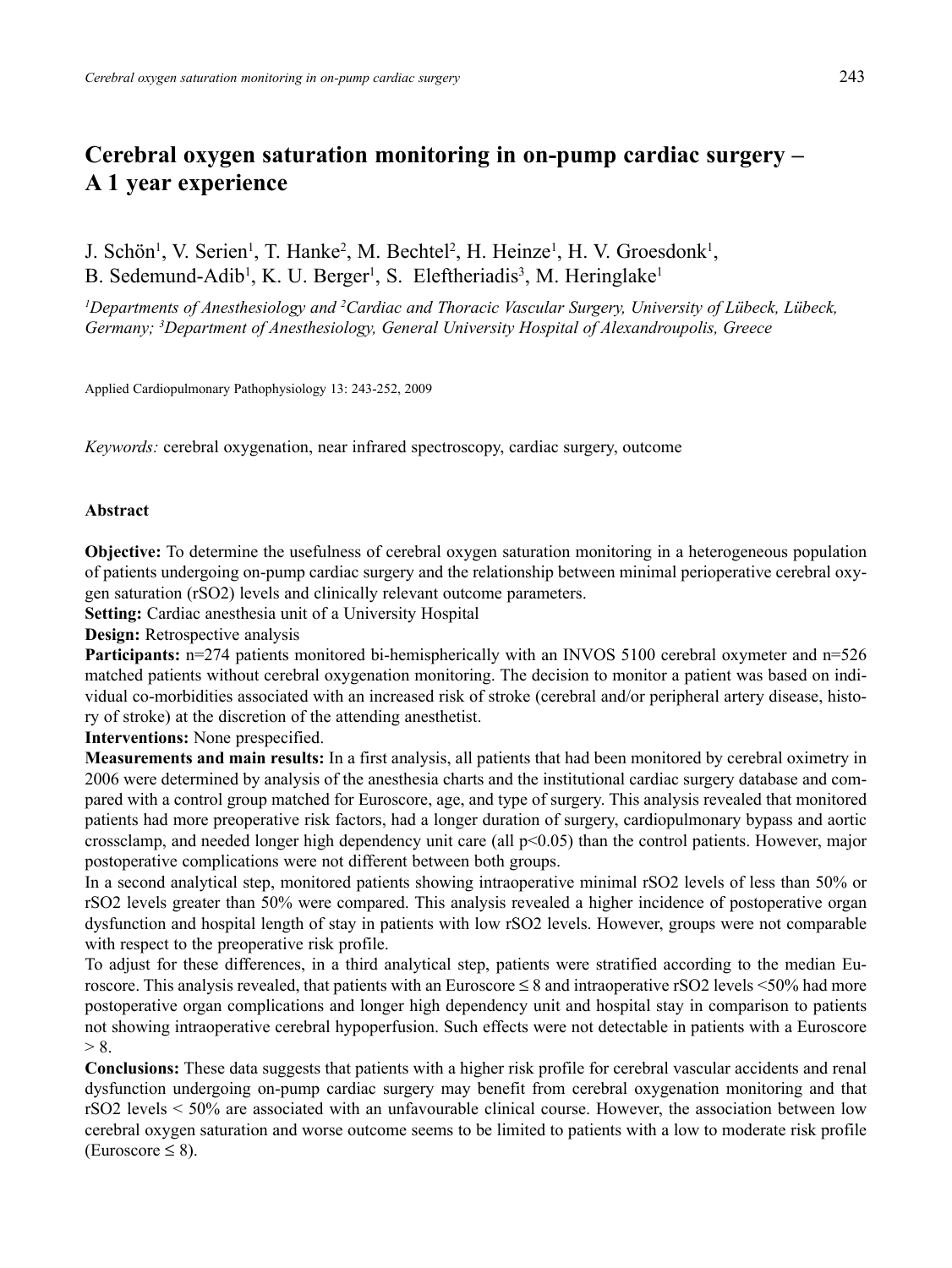# Cerebral oxygen saturation monitoring in on-pump cardiac surgery – A 1 year experience

J. Schön[1], V. Serien[1], T. Hanke[2], M. Bechtel[2], H. Heinze[1], H. V. Groesdonk[1], B. Sedemund-Adib[1], K. U. Berger[1], S. Eleftheriadis[3], M. Heringlake[1]

*[1]Departments of Anesthesiology and [2]Cardiac and Thoracic Vascular Surgery, University of Lübeck, Lübeck, Germany; [3]Department of Anesthesiology, General University Hospital of Alexandroupolis, Greece*

Applied Cardiopulmonary Pathophysiology 13: 243-252, 2009

*Keywords:* cerebral oxygenation, near infrared spectroscopy, cardiac surgery, outcome

## Abstract

**Objective:** To determine the usefulness of cerebral oxygen saturation monitoring in a heterogeneous population of patients undergoing on-pump cardiac surgery and the relationship between minimal perioperative cerebral oxygen saturation (rSO2) levels and clinically relevant outcome parameters.

**Setting:** Cardiac anesthesia unit of a University Hospital

**Design:** Retrospective analysis

**Participants:** n=274 patients monitored bi-hemispherically with an INVOS 5100 cerebral oxymeter and n=526 matched patients without cerebral oxygenation monitoring. The decision to monitor a patient was based on individual co-morbidities associated with an increased risk of stroke (cerebral and/or peripheral artery disease, history of stroke) at the discretion of the attending anesthetist.

**Interventions:** None prespecified.

**Measurements and main results:** In a first analysis, all patients that had been monitored by cerebral oximetry in 2006 were determined by analysis of the anesthesia charts and the institutional cardiac surgery database and compared with a control group matched for Euroscore, age, and type of surgery. This analysis revealed that monitored patients had more preoperative risk factors, had a longer duration of surgery, cardiopulmonary bypass and aortic crossclamp, and needed longer high dependency unit care (all $p<0.05$) than the control patients. However, major postoperative complications were not different between both groups.

In a second analytical step, monitored patients showing intraoperative minimal rSO2 levels of less than 50% or rSO2 levels greater than 50% were compared. This analysis revealed a higher incidence of postoperative organ dysfunction and hospital length of stay in patients with low rSO2 levels. However, groups were not comparable with respect to the preoperative risk profile.

To adjust for these differences, in a third analytical step, patients were stratified according to the median Euroscore. This analysis revealed, that patients with an Euroscore ≤ 8 and intraoperative rSO2 levels <50% had more postoperative organ complications and longer high dependency unit and hospital stay in comparison to patients not showing intraoperative cerebral hypoperfusion. Such effects were not detectable in patients with a Euroscore > 8.

**Conclusions:** These data suggests that patients with a higher risk profile for cerebral vascular accidents and renal dysfunction undergoing on-pump cardiac surgery may benefit from cerebral oxygenation monitoring and that rSO2 levels < 50% are associated with an unfavourable clinical course. However, the association between low cerebral oxygen saturation and worse outcome seems to be limited to patients with a low to moderate risk profile (Euroscore ≤ 8).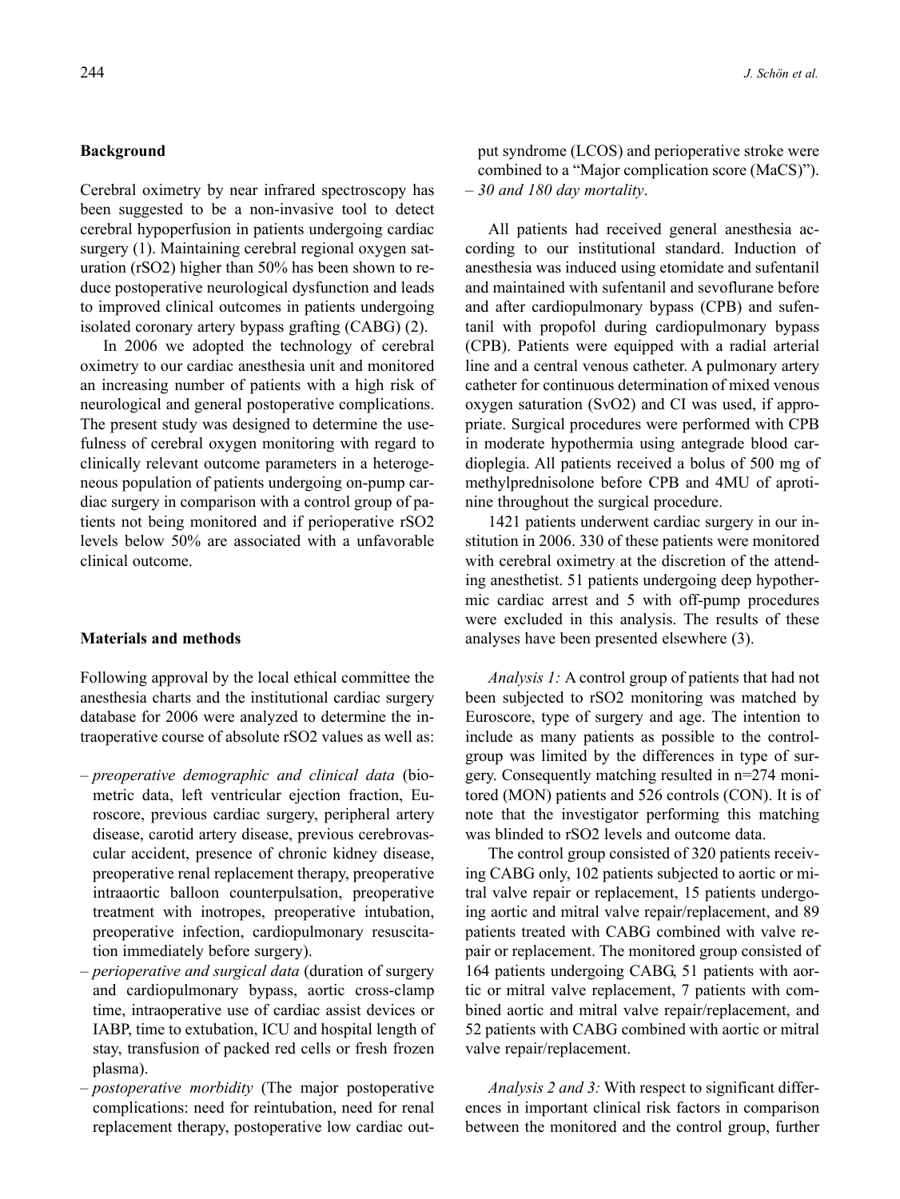## Background

Cerebral oximetry by near infrared spectroscopy has been suggested to be a non-invasive tool to detect cerebral hypoperfusion in patients undergoing cardiac surgery (1). Maintaining cerebral regional oxygen saturation (rSO2) higher than 50% has been shown to reduce postoperative neurological dysfunction and leads to improved clinical outcomes in patients undergoing isolated coronary artery bypass grafting (CABG) (2).

In 2006 we adopted the technology of cerebral oximetry to our cardiac anesthesia unit and monitored an increasing number of patients with a high risk of neurological and general postoperative complications. The present study was designed to determine the usefulness of cerebral oxygen monitoring with regard to clinically relevant outcome parameters in a heterogeneous population of patients undergoing on-pump cardiac surgery in comparison with a control group of patients not being monitored and if perioperative rSO2 levels below 50% are associated with a unfavorable clinical outcome.

## Materials and methods

Following approval by the local ethical committee the anesthesia charts and the institutional cardiac surgery database for 2006 were analyzed to determine the intraoperative course of absolute rSO2 values as well as:

- *preoperative demographic and clinical data* (biometric data, left ventricular ejection fraction, Euroscore, previous cardiac surgery, peripheral artery disease, carotid artery disease, previous cerebrovascular accident, presence of chronic kidney disease, preoperative renal replacement therapy, preoperative intraaortic balloon counterpulsation, preoperative treatment with inotropes, preoperative intubation, preoperative infection, cardiopulmonary resuscitation immediately before surgery).
- *perioperative and surgical data* (duration of surgery and cardiopulmonary bypass, aortic cross-clamp time, intraoperative use of cardiac assist devices or IABP, time to extubation, ICU and hospital length of stay, transfusion of packed red cells or fresh frozen plasma).
- *postoperative morbidity* (The major postoperative complications: need for reintubation, need for renal replacement therapy, postoperative low cardiac output syndrome (LCOS) and perioperative stroke were combined to a "Major complication score (MaCS)").
- *30 and 180 day mortality*.

All patients had received general anesthesia according to our institutional standard. Induction of anesthesia was induced using etomidate and sufentanil and maintained with sufentanil and sevoflurane before and after cardiopulmonary bypass (CPB) and sufentanil with propofol during cardiopulmonary bypass (CPB). Patients were equipped with a radial arterial line and a central venous catheter. A pulmonary artery catheter for continuous determination of mixed venous oxygen saturation (SvO2) and CI was used, if appropriate. Surgical procedures were performed with CPB in moderate hypothermia using antegrade blood cardioplegia. All patients received a bolus of 500 mg of methylprednisolone before CPB and 4MU of aprotinine throughout the surgical procedure.

1421 patients underwent cardiac surgery in our institution in 2006. 330 of these patients were monitored with cerebral oximetry at the discretion of the attending anesthetist. 51 patients undergoing deep hypothermic cardiac arrest and 5 with off-pump procedures were excluded in this analysis. The results of these analyses have been presented elsewhere (3).

*Analysis 1:* A control group of patients that had not been subjected to rSO2 monitoring was matched by Euroscore, type of surgery and age. The intention to include as many patients as possible to the control-group was limited by the differences in type of surgery. Consequently matching resulted in n=274 monitored (MON) patients and 526 controls (CON). It is of note that the investigator performing this matching was blinded to rSO2 levels and outcome data.

The control group consisted of 320 patients receiving CABG only, 102 patients subjected to aortic or mitral valve repair or replacement, 15 patients undergoing aortic and mitral valve repair/replacement, and 89 patients treated with CABG combined with valve repair or replacement. The monitored group consisted of 164 patients undergoing CABG, 51 patients with aortic or mitral valve replacement, 7 patients with combined aortic and mitral valve repair/replacement, and 52 patients with CABG combined with aortic or mitral valve repair/replacement.

*Analysis 2 and 3:* With respect to significant differences in important clinical risk factors in comparison between the monitored and the control group, further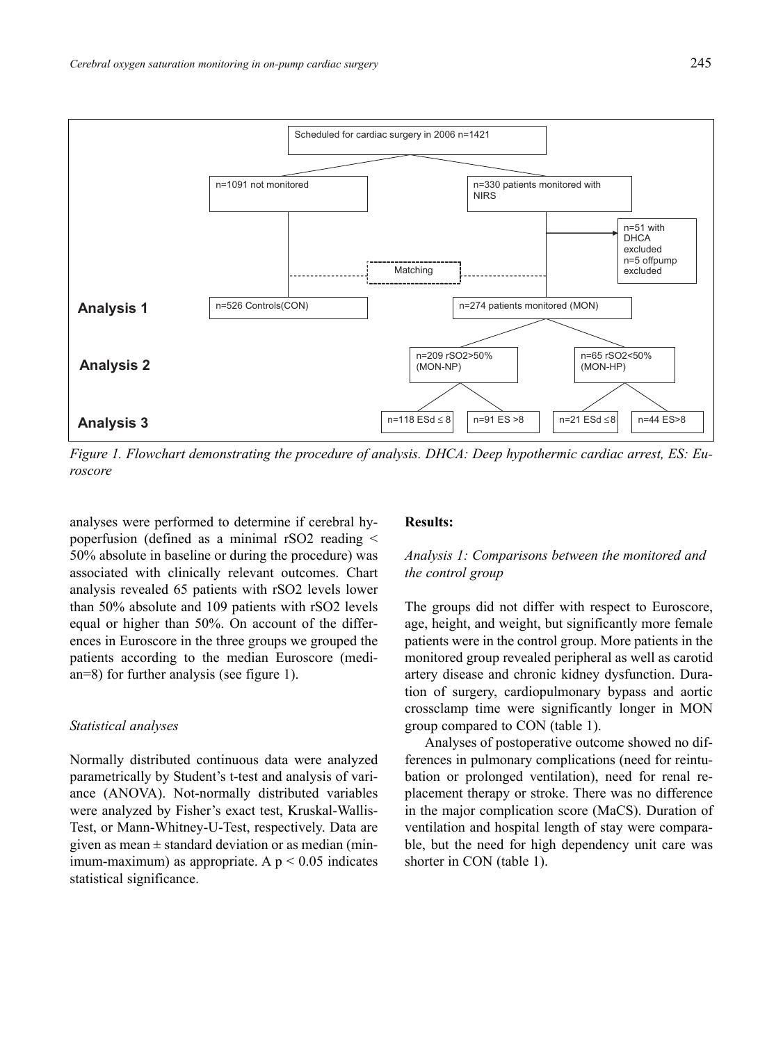Scheduled for cardiac surgery in 2006 n=1421

n=1091 not monitored

n=330 patients monitored with NIRS

n=51 with DHCA excluded
n=5 offpump excluded

Matching

Analysis 1

n=526 Controls(CON)

n=274 patients monitored (MON)

Analysis 2

n=209 rSO2>50% (MON-NP)

n=65 rSO2<50% (MON-HP)

Analysis 3

n=118 ESd ≤ 8

n=91 ES >8

n=21 ESd ≤8

n=44 ES>8

*Figure 1. Flowchart demonstrating the procedure of analysis. DHCA: Deep hypothermic cardiac arrest, ES: Euroscore*

analyses were performed to determine if cerebral hypoperfusion (defined as a minimal rSO2 reading < 50% absolute in baseline or during the procedure) was associated with clinically relevant outcomes. Chart analysis revealed 65 patients with rSO2 levels lower than 50% absolute and 109 patients with rSO2 levels equal or higher than 50%. On account of the differences in Euroscore in the three groups we grouped the patients according to the median Euroscore (median=8) for further analysis (see figure 1).

### *Statistical analyses*

Normally distributed continuous data were analyzed parametrically by Student's t-test and analysis of variance (ANOVA). Not-normally distributed variables were analyzed by Fisher's exact test, Kruskal-Wallis-Test, or Mann-Whitney-U-Test, respectively. Data are given as mean ± standard deviation or as median (minimum-maximum) as appropriate. A $p < 0.05$ indicates statistical significance.

## Results:

### *Analysis 1: Comparisons between the monitored and the control group*

The groups did not differ with respect to Euroscore, age, height, and weight, but significantly more female patients were in the control group. More patients in the monitored group revealed peripheral as well as carotid artery disease and chronic kidney dysfunction. Duration of surgery, cardiopulmonary bypass and aortic crossclamp time were significantly longer in MON group compared to CON (table 1).

Analyses of postoperative outcome showed no differences in pulmonary complications (need for reintubation or prolonged ventilation), need for renal replacement therapy or stroke. There was no difference in the major complication score (MaCS). Duration of ventilation and hospital length of stay were comparable, but the need for high dependency unit care was shorter in CON (table 1).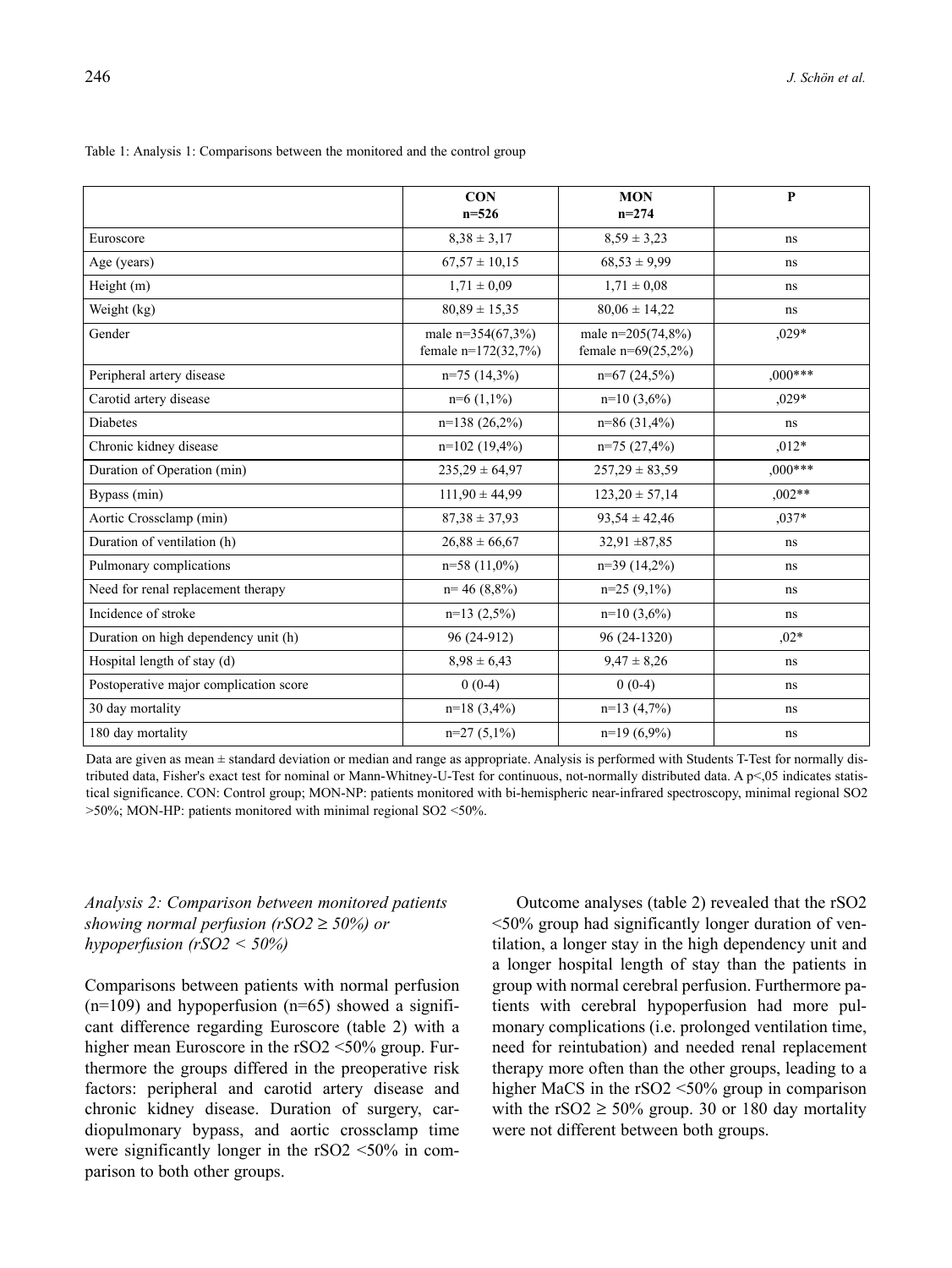Table 1: Analysis 1: Comparisons between the monitored and the control group

| | CON<br>n=526 | MON<br>n=274 | P |
|---|---|---|---|
| Euroscore | 8,38 ± 3,17 | 8,59 ± 3,23 | ns |
| Age (years) | 67,57 ± 10,15 | 68,53 ± 9,99 | ns |
| Height (m) | 1,71 ± 0,09 | 1,71 ± 0,08 | ns |
| Weight (kg) | 80,89 ± 15,35 | 80,06 ± 14,22 | ns |
| Gender | male n=354(67,3%)<br>female n=172(32,7%) | male n=205(74,8%)<br>female n=69(25,2%) | ,029* |
| Peripheral artery disease | n=75 (14,3%) | n=67 (24,5%) | ,000*** |
| Carotid artery disease | n=6 (1,1%) | n=10 (3,6%) | ,029* |
| Diabetes | n=138 (26,2%) | n=86 (31,4%) | ns |
| Chronic kidney disease | n=102 (19,4%) | n=75 (27,4%) | ,012* |
| Duration of Operation (min) | 235,29 ± 64,97 | 257,29 ± 83,59 | ,000*** |
| Bypass (min) | 111,90 ± 44,99 | 123,20 ± 57,14 | ,002** |
| Aortic Crossclamp (min) | 87,38 ± 37,93 | 93,54 ± 42,46 | ,037* |
| Duration of ventilation (h) | 26,88 ± 66,67 | 32,91 ±87,85 | ns |
| Pulmonary complications | n=58 (11,0%) | n=39 (14,2%) | ns |
| Need for renal replacement therapy | n= 46 (8,8%) | n=25 (9,1%) | ns |
| Incidence of stroke | n=13 (2,5%) | n=10 (3,6%) | ns |
| Duration on high dependency unit (h) | 96 (24-912) | 96 (24-1320) | ,02* |
| Hospital length of stay (d) | 8,98 ± 6,43 | 9,47 ± 8,26 | ns |
| Postoperative major complication score | 0 (0-4) | 0 (0-4) | ns |
| 30 day mortality | n=18 (3,4%) | n=13 (4,7%) | ns |
| 180 day mortality | n=27 (5,1%) | n=19 (6,9%) | ns |

Data are given as mean ± standard deviation or median and range as appropriate. Analysis is performed with Students T-Test for normally distributed data, Fisher's exact test for nominal or Mann-Whitney-U-Test for continuous, not-normally distributed data. A p<,05 indicates statistical significance. CON: Control group; MON-NP: patients monitored with bi-hemispheric near-infrared spectroscopy, minimal regional SO2 >50%; MON-HP: patients monitored with minimal regional SO2 <50%.

### *Analysis 2: Comparison between monitored patients showing normal perfusion (rSO2 ≥ 50%) or hypoperfusion (rSO2 < 50%)*

Comparisons between patients with normal perfusion (n=109) and hypoperfusion (n=65) showed a significant difference regarding Euroscore (table 2) with a higher mean Euroscore in the rSO2 <50% group. Furthermore the groups differed in the preoperative risk factors: peripheral and carotid artery disease and chronic kidney disease. Duration of surgery, cardiopulmonary bypass, and aortic crossclamp time were significantly longer in the rSO2 <50% in comparison to both other groups.

Outcome analyses (table 2) revealed that the rSO2 <50% group had significantly longer duration of ventilation, a longer stay in the high dependency unit and a longer hospital length of stay than the patients in group with normal cerebral perfusion. Furthermore patients with cerebral hypoperfusion had more pulmonary complications (i.e. prolonged ventilation time, need for reintubation) and needed renal replacement therapy more often than the other groups, leading to a higher MaCS in the rSO2 <50% group in comparison with the rSO2 ≥ 50% group. 30 or 180 day mortality were not different between both groups.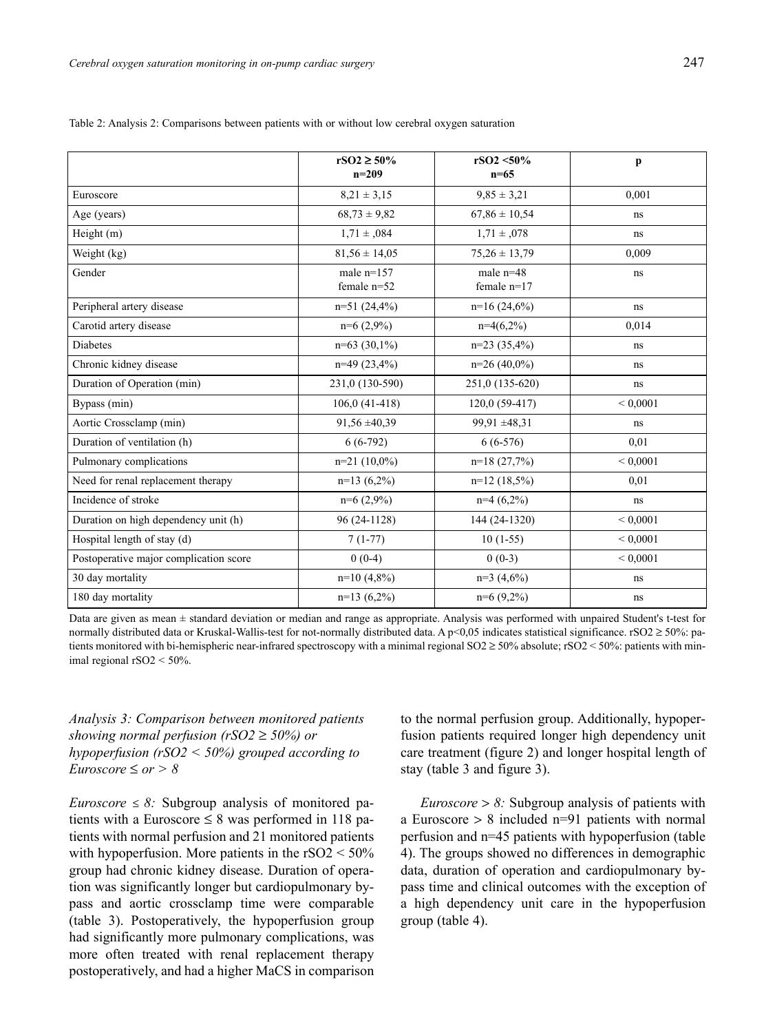Table 2: Analysis 2: Comparisons between patients with or without low cerebral oxygen saturation

| | **rSO2 ≥ 50% n=209** | **rSO2 <50% n=65** | **p** |
|---|---|---|---|
| Euroscore | 8,21 ± 3,15 | 9,85 ± 3,21 | 0,001 |
| Age (years) | 68,73 ± 9,82 | 67,86 ± 10,54 | ns |
| Height (m) | 1,71 ± ,084 | 1,71 ± ,078 | ns |
| Weight (kg) | 81,56 ± 14,05 | 75,26 ± 13,79 | 0,009 |
| Gender | male n=157 female n=52 | male n=48 female n=17 | ns |
| Peripheral artery disease | n=51 (24,4%) | n=16 (24,6%) | ns |
| Carotid artery disease | n=6 (2,9%) | n=4(6,2%) | 0,014 |
| Diabetes | n=63 (30,1%) | n=23 (35,4%) | ns |
| Chronic kidney disease | n=49 (23,4%) | n=26 (40,0%) | ns |
| Duration of Operation (min) | 231,0 (130-590) | 251,0 (135-620) | ns |
| Bypass (min) | 106,0 (41-418) | 120,0 (59-417) | < 0,0001 |
| Aortic Crossclamp (min) | 91,56 ±40,39 | 99,91 ±48,31 | ns |
| Duration of ventilation (h) | 6 (6-792) | 6 (6-576) | 0,01 |
| Pulmonary complications | n=21 (10,0%) | n=18 (27,7%) | < 0,0001 |
| Need for renal replacement therapy | n=13 (6,2%) | n=12 (18,5%) | 0,01 |
| Incidence of stroke | n=6 (2,9%) | n=4 (6,2%) | ns |
| Duration on high dependency unit (h) | 96 (24-1128) | 144 (24-1320) | < 0,0001 |
| Hospital length of stay (d) | 7 (1-77) | 10 (1-55) | < 0,0001 |
| Postoperative major complication score | 0 (0-4) | 0 (0-3) | < 0,0001 |
| 30 day mortality | n=10 (4,8%) | n=3 (4,6%) | ns |
| 180 day mortality | n=13 (6,2%) | n=6 (9,2%) | ns |

Data are given as mean ± standard deviation or median and range as appropriate. Analysis was performed with unpaired Student's t-test for normally distributed data or Kruskal-Wallis-test for not-normally distributed data. A p<0,05 indicates statistical significance. rSO2 ≥ 50%: patients monitored with bi-hemispheric near-infrared spectroscopy with a minimal regional SO2 ≥ 50% absolute; rSO2 < 50%: patients with minimal regional rSO2 < 50%.

*Analysis 3: Comparison between monitored patients showing normal perfusion (rSO2 ≥ 50%) or hypoperfusion (rSO2 < 50%) grouped according to Euroscore ≤ or > 8*

*Euroscore ≤ 8:* Subgroup analysis of monitored patients with a Euroscore ≤ 8 was performed in 118 patients with normal perfusion and 21 monitored patients with hypoperfusion. More patients in the rSO2 < 50% group had chronic kidney disease. Duration of operation was significantly longer but cardiopulmonary bypass and aortic crossclamp time were comparable (table 3). Postoperatively, the hypoperfusion group had significantly more pulmonary complications, was more often treated with renal replacement therapy postoperatively, and had a higher MaCS in comparison to the normal perfusion group. Additionally, hypoperfusion patients required longer high dependency unit care treatment (figure 2) and longer hospital length of stay (table 3 and figure 3).

*Euroscore > 8:* Subgroup analysis of patients with a Euroscore > 8 included n=91 patients with normal perfusion and n=45 patients with hypoperfusion (table 4). The groups showed no differences in demographic data, duration of operation and cardiopulmonary bypass time and clinical outcomes with the exception of a high dependency unit care in the hypoperfusion group (table 4).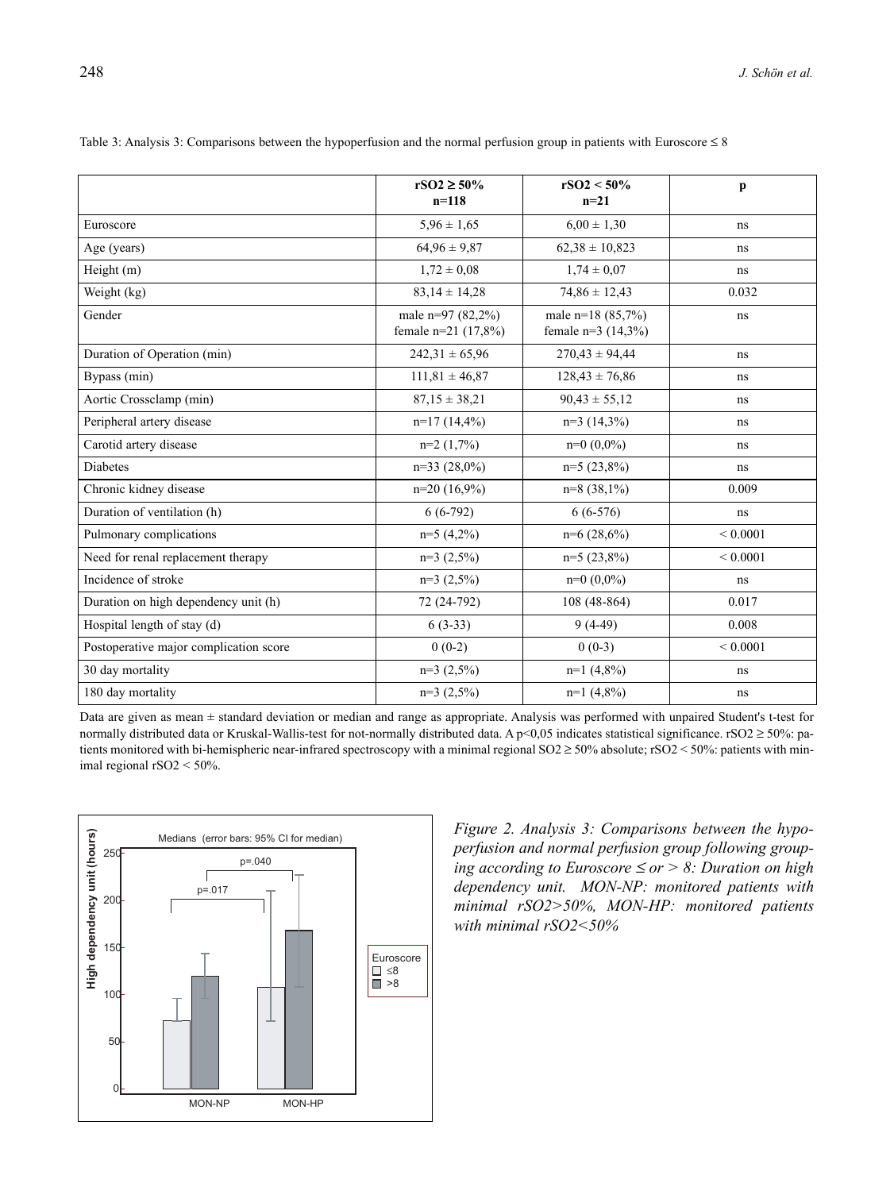Table 3: Analysis 3: Comparisons between the hypoperfusion and the normal perfusion group in patients with Euroscore ≤ 8

| | **rSO2 ≥ 50%** **n=118** | **rSO2 < 50%** **n=21** | **p** |
|---|---|---|---|
| Euroscore | 5,96 ± 1,65 | 6,00 ± 1,30 | ns |
| Age (years) | 64,96 ± 9,87 | 62,38 ± 10,823 | ns |
| Height (m) | 1,72 ± 0,08 | 1,74 ± 0,07 | ns |
| Weight (kg) | 83,14 ± 14,28 | 74,86 ± 12,43 | 0.032 |
| Gender | male n=97 (82,2%) female n=21 (17,8%) | male n=18 (85,7%) female n=3 (14,3%) | ns |
| Duration of Operation (min) | 242,31 ± 65,96 | 270,43 ± 94,44 | ns |
| Bypass (min) | 111,81 ± 46,87 | 128,43 ± 76,86 | ns |
| Aortic Crossclamp (min) | 87,15 ± 38,21 | 90,43 ± 55,12 | ns |
| Peripheral artery disease | n=17 (14,4%) | n=3 (14,3%) | ns |
| Carotid artery disease | n=2 (1,7%) | n=0 (0,0%) | ns |
| Diabetes | n=33 (28,0%) | n=5 (23,8%) | ns |
| Chronic kidney disease | n=20 (16,9%) | n=8 (38,1%) | 0.009 |
| Duration of ventilation (h) | 6 (6-792) | 6 (6-576) | ns |
| Pulmonary complications | n=5 (4,2%) | n=6 (28,6%) | < 0.0001 |
| Need for renal replacement therapy | n=3 (2,5%) | n=5 (23,8%) | < 0.0001 |
| Incidence of stroke | n=3 (2,5%) | n=0 (0,0%) | ns |
| Duration on high dependency unit (h) | 72 (24-792) | 108 (48-864) | 0.017 |
| Hospital length of stay (d) | 6 (3-33) | 9 (4-49) | 0.008 |
| Postoperative major complication score | 0 (0-2) | 0 (0-3) | < 0.0001 |
| 30 day mortality | n=3 (2,5%) | n=1 (4,8%) | ns |
| 180 day mortality | n=3 (2,5%) | n=1 (4,8%) | ns |

Data are given as mean ± standard deviation or median and range as appropriate. Analysis was performed with unpaired Student's t-test for normally distributed data or Kruskal-Wallis-test for not-normally distributed data. A p<0,05 indicates statistical significance. rSO2 ≥ 50%: patients monitored with bi-hemispheric near-infrared spectroscopy with a minimal regional SO2 ≥ 50% absolute; rSO2 < 50%: patients with minimal regional rSO2 < 50%.

Medians (error bars: 95% CI for median)

High dependency unit (hours)

250
200
150
100
50
0

p=.040

p=.017

Euroscore
≤8
>8

MON-NP
MON-HP

*Figure 2. Analysis 3: Comparisons between the hypoperfusion and normal perfusion group following grouping according to Euroscore ≤ or > 8: Duration on high dependency unit. MON-NP: monitored patients with minimal rSO2>50%, MON-HP: monitored patients with minimal rSO2<50%*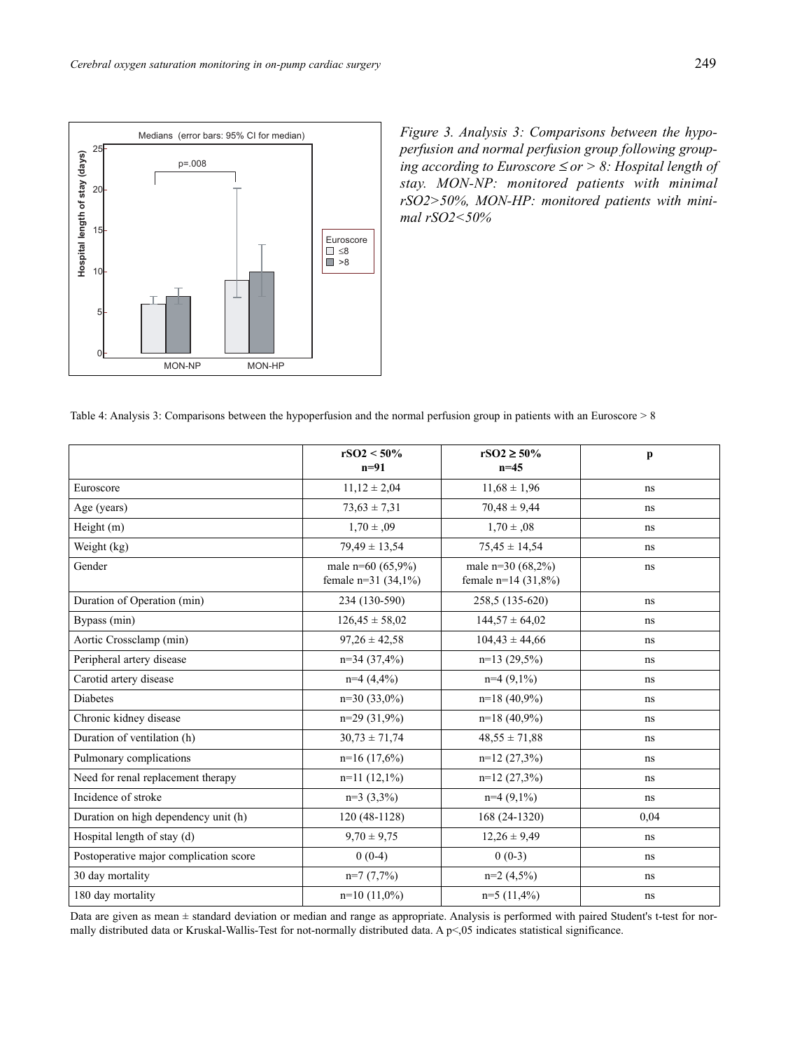Medians (error bars: 95% CI for median)

Hospital length of stay (days)

25

20

15

10

5

0

p=.008

Euroscore

≤8

>8

MON-NP

MON-HP

*Figure 3. Analysis 3: Comparisons between the hypoperfusion and normal perfusion group following grouping according to Euroscore ≤ or > 8: Hospital length of stay. MON-NP: monitored patients with minimal rSO2>50%, MON-HP: monitored patients with minimal rSO2<50%*

Table 4: Analysis 3: Comparisons between the hypoperfusion and the normal perfusion group in patients with an Euroscore > 8

| | **rSO2 < 50%**<br>**n=91** | **rSO2 ≥ 50%**<br>**n=45** | **p** |
|---|---|---|---|
| Euroscore | 11,12 ± 2,04 | 11,68 ± 1,96 | ns |
| Age (years) | 73,63 ± 7,31 | 70,48 ± 9,44 | ns |
| Height (m) | 1,70 ± ,09 | 1,70 ± ,08 | ns |
| Weight (kg) | 79,49 ± 13,54 | 75,45 ± 14,54 | ns |
| Gender | male n=60 (65,9%)<br>female n=31 (34,1%) | male n=30 (68,2%)<br>female n=14 (31,8%) | ns |
| Duration of Operation (min) | 234 (130-590) | 258,5 (135-620) | ns |
| Bypass (min) | 126,45 ± 58,02 | 144,57 ± 64,02 | ns |
| Aortic Crossclamp (min) | 97,26 ± 42,58 | 104,43 ± 44,66 | ns |
| Peripheral artery disease | n=34 (37,4%) | n=13 (29,5%) | ns |
| Carotid artery disease | n=4 (4,4%) | n=4 (9,1%) | ns |
| Diabetes | n=30 (33,0%) | n=18 (40,9%) | ns |
| Chronic kidney disease | n=29 (31,9%) | n=18 (40,9%) | ns |
| Duration of ventilation (h) | 30,73 ± 71,74 | 48,55 ± 71,88 | ns |
| Pulmonary complications | n=16 (17,6%) | n=12 (27,3%) | ns |
| Need for renal replacement therapy | n=11 (12,1%) | n=12 (27,3%) | ns |
| Incidence of stroke | n=3 (3,3%) | n=4 (9,1%) | ns |
| Duration on high dependency unit (h) | 120 (48-1128) | 168 (24-1320) | 0,04 |
| Hospital length of stay (d) | 9,70 ± 9,75 | 12,26 ± 9,49 | ns |
| Postoperative major complication score | 0 (0-4) | 0 (0-3) | ns |
| 30 day mortality | n=7 (7,7%) | n=2 (4,5%) | ns |
| 180 day mortality | n=10 (11,0%) | n=5 (11,4%) | ns |

Data are given as mean ± standard deviation or median and range as appropriate. Analysis is performed with paired Student's t-test for normally distributed data or Kruskal-Wallis-Test for not-normally distributed data. A p<,05 indicates statistical significance.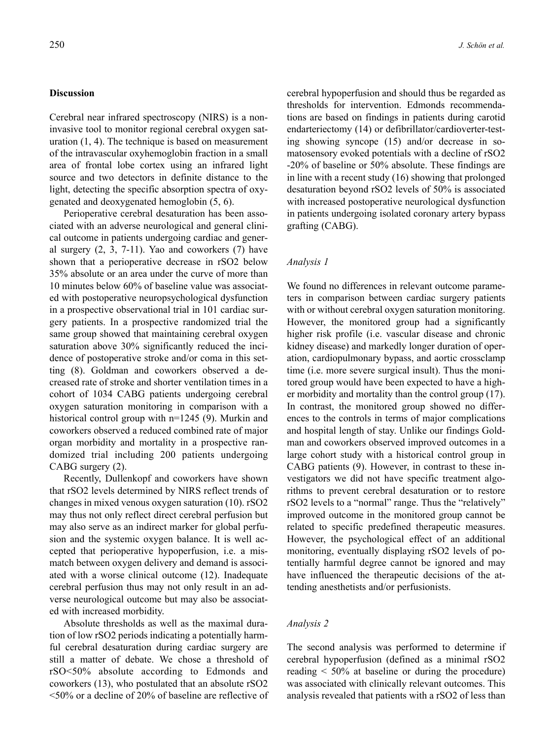## Discussion

Cerebral near infrared spectroscopy (NIRS) is a non-invasive tool to monitor regional cerebral oxygen saturation (1, 4). The technique is based on measurement of the intravascular oxyhemoglobin fraction in a small area of frontal lobe cortex using an infrared light source and two detectors in definite distance to the light, detecting the specific absorption spectra of oxygenated and deoxygenated hemoglobin (5, 6).

Perioperative cerebral desaturation has been associated with an adverse neurological and general clinical outcome in patients undergoing cardiac and general surgery (2, 3, 7-11). Yao and coworkers (7) have shown that a perioperative decrease in rSO2 below 35% absolute or an area under the curve of more than 10 minutes below 60% of baseline value was associated with postoperative neuropsychological dysfunction in a prospective observational trial in 101 cardiac surgery patients. In a prospective randomized trial the same group showed that maintaining cerebral oxygen saturation above 30% significantly reduced the incidence of postoperative stroke and/or coma in this setting (8). Goldman and coworkers observed a decreased rate of stroke and shorter ventilation times in a cohort of 1034 CABG patients undergoing cerebral oxygen saturation monitoring in comparison with a historical control group with n=1245 (9). Murkin and coworkers observed a reduced combined rate of major organ morbidity and mortality in a prospective randomized trial including 200 patients undergoing CABG surgery (2).

Recently, Dullenkopf and coworkers have shown that rSO2 levels determined by NIRS reflect trends of changes in mixed venous oxygen saturation (10). rSO2 may thus not only reflect direct cerebral perfusion but may also serve as an indirect marker for global perfusion and the systemic oxygen balance. It is well accepted that perioperative hypoperfusion, i.e. a mismatch between oxygen delivery and demand is associated with a worse clinical outcome (12). Inadequate cerebral perfusion thus may not only result in an adverse neurological outcome but may also be associated with increased morbidity.

Absolute thresholds as well as the maximal duration of low rSO2 periods indicating a potentially harmful cerebral desaturation during cardiac surgery are still a matter of debate. We chose a threshold of rSO<50% absolute according to Edmonds and coworkers (13), who postulated that an absolute rSO2 <50% or a decline of 20% of baseline are reflective of cerebral hypoperfusion and should thus be regarded as thresholds for intervention. Edmonds recommendations are based on findings in patients during carotid endarteriectomy (14) or defibrillator/cardioverter-testing showing syncope (15) and/or decrease in somatosensory evoked potentials with a decline of rSO2 -20% of baseline or 50% absolute. These findings are in line with a recent study (16) showing that prolonged desaturation beyond rSO2 levels of 50% is associated with increased postoperative neurological dysfunction in patients undergoing isolated coronary artery bypass grafting (CABG).

### *Analysis 1*

We found no differences in relevant outcome parameters in comparison between cardiac surgery patients with or without cerebral oxygen saturation monitoring. However, the monitored group had a significantly higher risk profile (i.e. vascular disease and chronic kidney disease) and markedly longer duration of operation, cardiopulmonary bypass, and aortic crossclamp time (i.e. more severe surgical insult). Thus the monitored group would have been expected to have a higher morbidity and mortality than the control group (17). In contrast, the monitored group showed no differences to the controls in terms of major complications and hospital length of stay. Unlike our findings Goldman and coworkers observed improved outcomes in a large cohort study with a historical control group in CABG patients (9). However, in contrast to these investigators we did not have specific treatment algorithms to prevent cerebral desaturation or to restore rSO2 levels to a "normal" range. Thus the "relatively" improved outcome in the monitored group cannot be related to specific predefined therapeutic measures. However, the psychological effect of an additional monitoring, eventually displaying rSO2 levels of potentially harmful degree cannot be ignored and may have influenced the therapeutic decisions of the attending anesthetists and/or perfusionists.

### *Analysis 2*

The second analysis was performed to determine if cerebral hypoperfusion (defined as a minimal rSO2 reading < 50% at baseline or during the procedure) was associated with clinically relevant outcomes. This analysis revealed that patients with a rSO2 of less than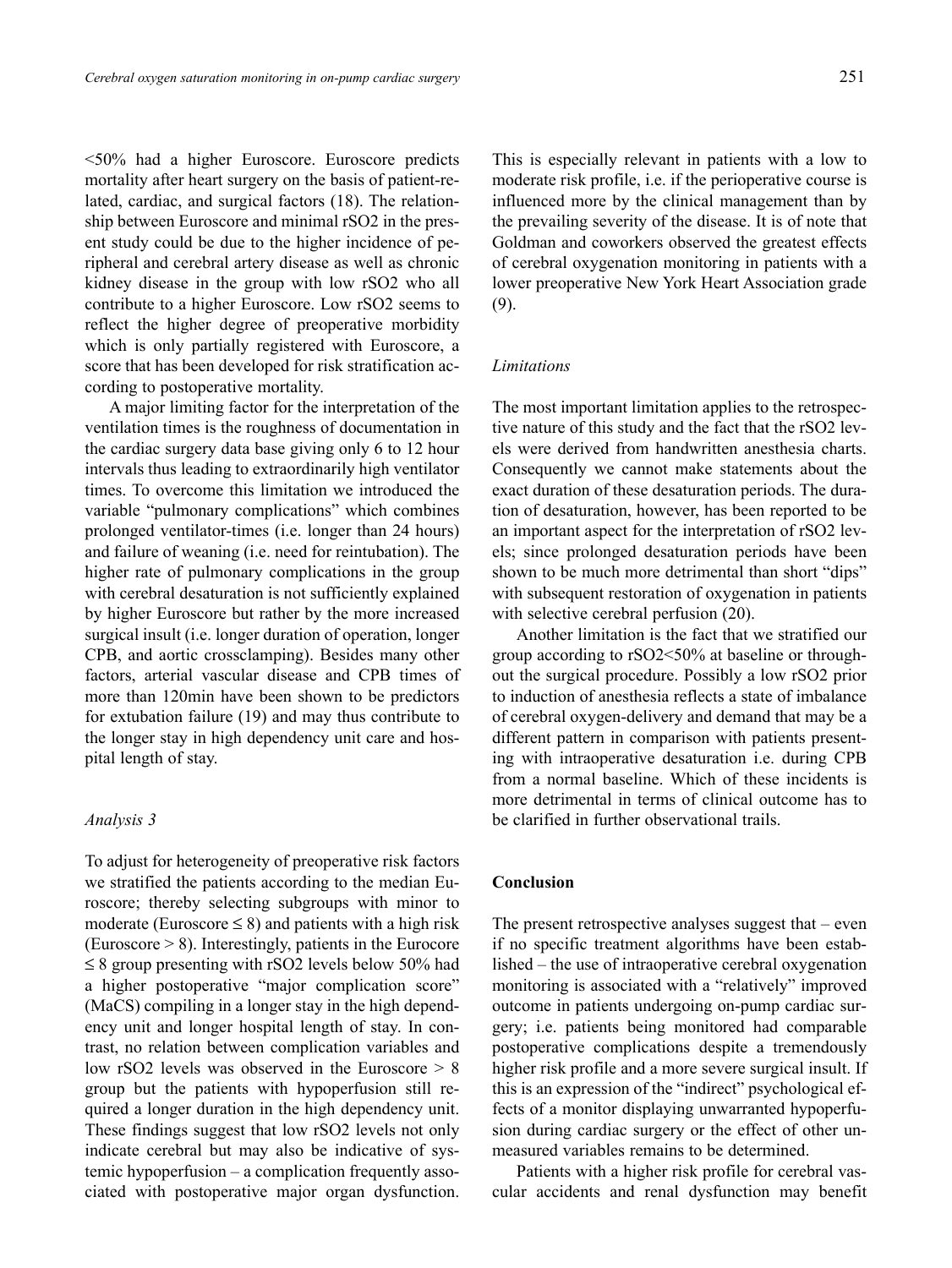<50% had a higher Euroscore. Euroscore predicts mortality after heart surgery on the basis of patient-related, cardiac, and surgical factors (18). The relationship between Euroscore and minimal rSO2 in the present study could be due to the higher incidence of peripheral and cerebral artery disease as well as chronic kidney disease in the group with low rSO2 who all contribute to a higher Euroscore. Low rSO2 seems to reflect the higher degree of preoperative morbidity which is only partially registered with Euroscore, a score that has been developed for risk stratification according to postoperative mortality.

A major limiting factor for the interpretation of the ventilation times is the roughness of documentation in the cardiac surgery data base giving only 6 to 12 hour intervals thus leading to extraordinarily high ventilator times. To overcome this limitation we introduced the variable "pulmonary complications" which combines prolonged ventilator-times (i.e. longer than 24 hours) and failure of weaning (i.e. need for reintubation). The higher rate of pulmonary complications in the group with cerebral desaturation is not sufficiently explained by higher Euroscore but rather by the more increased surgical insult (i.e. longer duration of operation, longer CPB, and aortic crossclamping). Besides many other factors, arterial vascular disease and CPB times of more than 120min have been shown to be predictors for extubation failure (19) and may thus contribute to the longer stay in high dependency unit care and hospital length of stay.

*Analysis 3*

To adjust for heterogeneity of preoperative risk factors we stratified the patients according to the median Euroscore; thereby selecting subgroups with minor to moderate (Euroscore ≤ 8) and patients with a high risk (Euroscore > 8). Interestingly, patients in the Eurocore ≤ 8 group presenting with rSO2 levels below 50% had a higher postoperative "major complication score" (MaCS) compiling in a longer stay in the high dependency unit and longer hospital length of stay. In contrast, no relation between complication variables and low rSO2 levels was observed in the Euroscore > 8 group but the patients with hypoperfusion still required a longer duration in the high dependency unit. These findings suggest that low rSO2 levels not only indicate cerebral but may also be indicative of systemic hypoperfusion – a complication frequently associated with postoperative major organ dysfunction. This is especially relevant in patients with a low to moderate risk profile, i.e. if the perioperative course is influenced more by the clinical management than by the prevailing severity of the disease. It is of note that Goldman and coworkers observed the greatest effects of cerebral oxygenation monitoring in patients with a lower preoperative New York Heart Association grade (9).

*Limitations*

The most important limitation applies to the retrospective nature of this study and the fact that the rSO2 levels were derived from handwritten anesthesia charts. Consequently we cannot make statements about the exact duration of these desaturation periods. The duration of desaturation, however, has been reported to be an important aspect for the interpretation of rSO2 levels; since prolonged desaturation periods have been shown to be much more detrimental than short "dips" with subsequent restoration of oxygenation in patients with selective cerebral perfusion (20).

Another limitation is the fact that we stratified our group according to rSO2<50% at baseline or throughout the surgical procedure. Possibly a low rSO2 prior to induction of anesthesia reflects a state of imbalance of cerebral oxygen-delivery and demand that may be a different pattern in comparison with patients presenting with intraoperative desaturation i.e. during CPB from a normal baseline. Which of these incidents is more detrimental in terms of clinical outcome has to be clarified in further observational trails.

## Conclusion

The present retrospective analyses suggest that – even if no specific treatment algorithms have been established – the use of intraoperative cerebral oxygenation monitoring is associated with a "relatively" improved outcome in patients undergoing on-pump cardiac surgery; i.e. patients being monitored had comparable postoperative complications despite a tremendously higher risk profile and a more severe surgical insult. If this is an expression of the "indirect" psychological effects of a monitor displaying unwarranted hypoperfusion during cardiac surgery or the effect of other unmeasured variables remains to be determined.

Patients with a higher risk profile for cerebral vascular accidents and renal dysfunction may benefit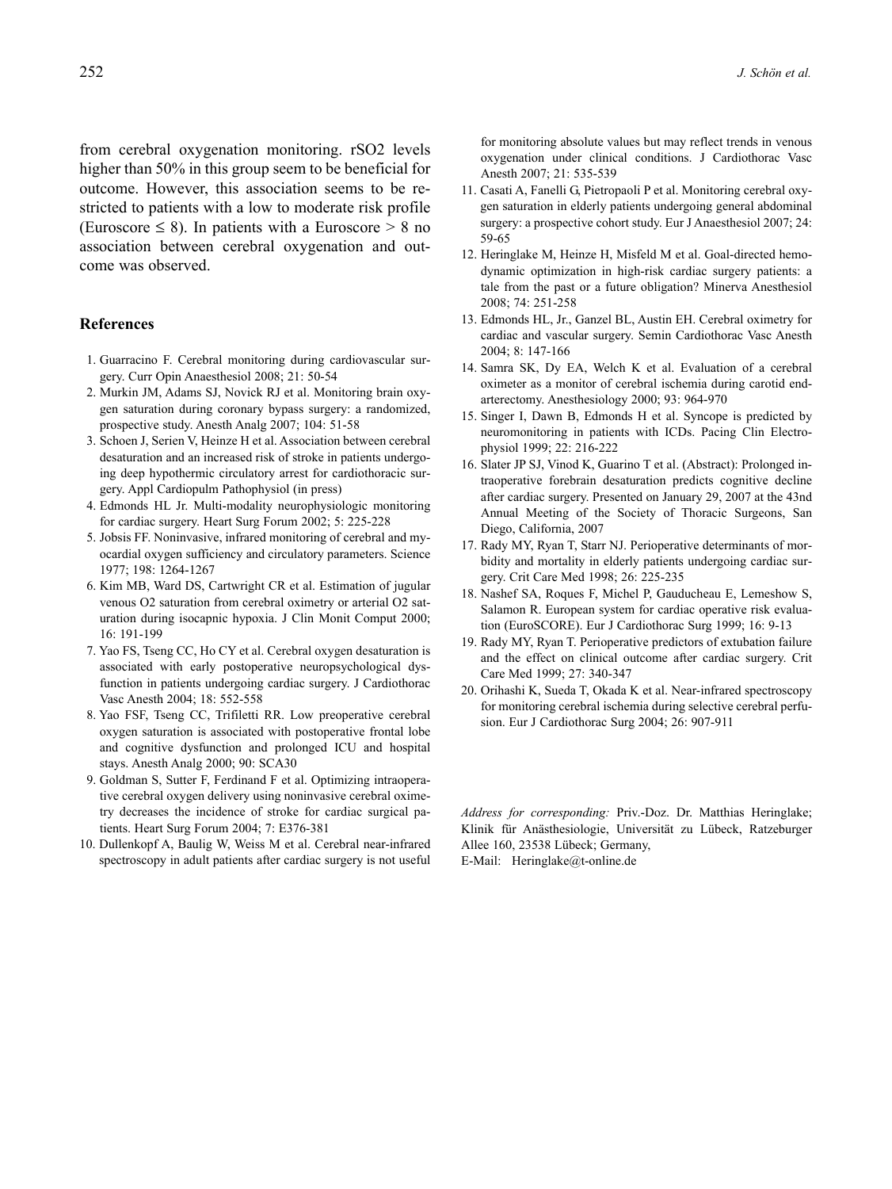from cerebral oxygenation monitoring. rSO2 levels higher than 50% in this group seem to be beneficial for outcome. However, this association seems to be restricted to patients with a low to moderate risk profile (Euroscore $\leq 8$). In patients with a Euroscore $> 8$ no association between cerebral oxygenation and outcome was observed.

## References

1. Guarracino F. Cerebral monitoring during cardiovascular surgery. Curr Opin Anaesthesiol 2008; 21: 50-54
2. Murkin JM, Adams SJ, Novick RJ et al. Monitoring brain oxygen saturation during coronary bypass surgery: a randomized, prospective study. Anesth Analg 2007; 104: 51-58
3. Schoen J, Serien V, Heinze H et al. Association between cerebral desaturation and an increased risk of stroke in patients undergoing deep hypothermic circulatory arrest for cardiothoracic surgery. Appl Cardiopulm Pathophysiol (in press)
4. Edmonds HL Jr. Multi-modality neurophysiologic monitoring for cardiac surgery. Heart Surg Forum 2002; 5: 225-228
5. Jobsis FF. Noninvasive, infrared monitoring of cerebral and myocardial oxygen sufficiency and circulatory parameters. Science 1977; 198: 1264-1267
6. Kim MB, Ward DS, Cartwright CR et al. Estimation of jugular venous O2 saturation from cerebral oximetry or arterial O2 saturation during isocapnic hypoxia. J Clin Monit Comput 2000; 16: 191-199
7. Yao FS, Tseng CC, Ho CY et al. Cerebral oxygen desaturation is associated with early postoperative neuropsychological dysfunction in patients undergoing cardiac surgery. J Cardiothorac Vasc Anesth 2004; 18: 552-558
8. Yao FSF, Tseng CC, Trifiletti RR. Low preoperative cerebral oxygen saturation is associated with postoperative frontal lobe and cognitive dysfunction and prolonged ICU and hospital stays. Anesth Analg 2000; 90: SCA30
9. Goldman S, Sutter F, Ferdinand F et al. Optimizing intraoperative cerebral oxygen delivery using noninvasive cerebral oximetry decreases the incidence of stroke for cardiac surgical patients. Heart Surg Forum 2004; 7: E376-381
10. Dullenkopf A, Baulig W, Weiss M et al. Cerebral near-infrared spectroscopy in adult patients after cardiac surgery is not useful for monitoring absolute values but may reflect trends in venous oxygenation under clinical conditions. J Cardiothorac Vasc Anesth 2007; 21: 535-539
11. Casati A, Fanelli G, Pietropaoli P et al. Monitoring cerebral oxygen saturation in elderly patients undergoing general abdominal surgery: a prospective cohort study. Eur J Anaesthesiol 2007; 24: 59-65
12. Heringlake M, Heinze H, Misfeld M et al. Goal-directed hemodynamic optimization in high-risk cardiac surgery patients: a tale from the past or a future obligation? Minerva Anesthesiol 2008; 74: 251-258
13. Edmonds HL, Jr., Ganzel BL, Austin EH. Cerebral oximetry for cardiac and vascular surgery. Semin Cardiothorac Vasc Anesth 2004; 8: 147-166
14. Samra SK, Dy EA, Welch K et al. Evaluation of a cerebral oximeter as a monitor of cerebral ischemia during carotid endarterectomy. Anesthesiology 2000; 93: 964-970
15. Singer I, Dawn B, Edmonds H et al. Syncope is predicted by neuromonitoring in patients with ICDs. Pacing Clin Electrophysiol 1999; 22: 216-222
16. Slater JP SJ, Vinod K, Guarino T et al. (Abstract): Prolonged intraoperative forebrain desaturation predicts cognitive decline after cardiac surgery. Presented on January 29, 2007 at the 43nd Annual Meeting of the Society of Thoracic Surgeons, San Diego, California, 2007
17. Rady MY, Ryan T, Starr NJ. Perioperative determinants of morbidity and mortality in elderly patients undergoing cardiac surgery. Crit Care Med 1998; 26: 225-235
18. Nashef SA, Roques F, Michel P, Gauducheau E, Lemeshow S, Salamon R. European system for cardiac operative risk evaluation (EuroSCORE). Eur J Cardiothorac Surg 1999; 16: 9-13
19. Rady MY, Ryan T. Perioperative predictors of extubation failure and the effect on clinical outcome after cardiac surgery. Crit Care Med 1999; 27: 340-347
20. Orihashi K, Sueda T, Okada K et al. Near-infrared spectroscopy for monitoring cerebral ischemia during selective cerebral perfusion. Eur J Cardiothorac Surg 2004; 26: 907-911

*Address for corresponding:* Priv.-Doz. Dr. Matthias Heringlake; Klinik für Anästhesiologie, Universität zu Lübeck, Ratzeburger Allee 160, 23538 Lübeck; Germany,
E-Mail: Heringlake@t-online.de